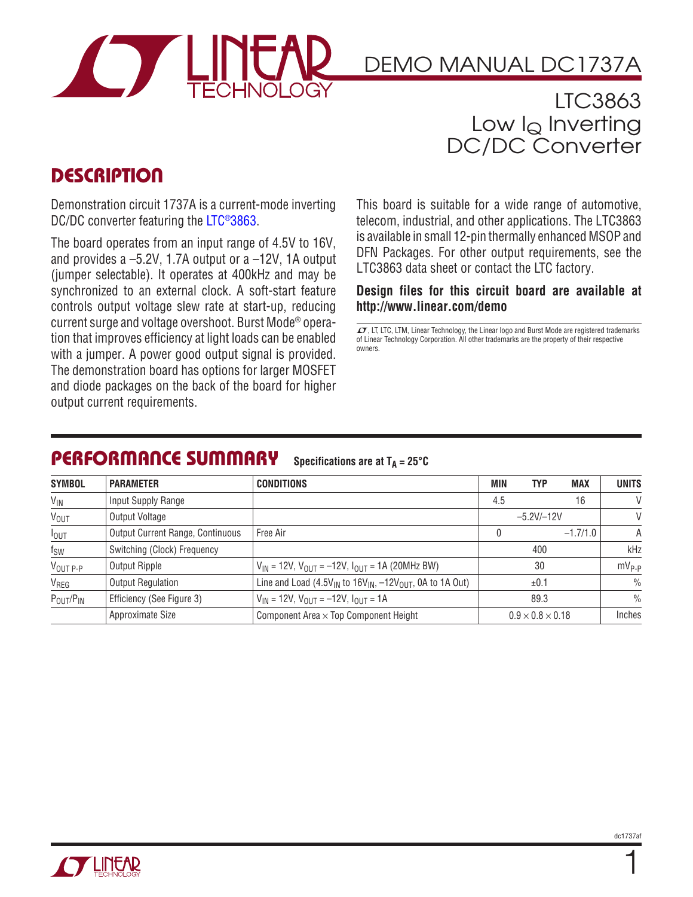# DEMO MANUAL DC1737A

## LTC3863 Low $I_Q$ Inverting DC/DC Converter

## DESCRIPTION

Demonstration circuit 1737A is a current-mode inverting DC/DC converter featuring the LTC®3863.

The board operates from an input range of 4.5V to 16V, and provides a –5.2V, 1.7A output or a –12V, 1A output (jumper selectable). It operates at 400kHz and may be synchronized to an external clock. A soft-start feature controls output voltage slew rate at start-up, reducing current surge and voltage overshoot. Burst Mode® operation that improves efficiency at light loads can be enabled with a jumper. A power good output signal is provided. The demonstration board has options for larger MOSFET and diode packages on the back of the board for higher output current requirements.

This board is suitable for a wide range of automotive, telecom, industrial, and other applications. The LTC3863 is available in small 12-pin thermally enhanced MSOP and DFN Packages. For other output requirements, see the LTC3863 data sheet or contact the LTC factory.

**Design files for this circuit board are available at http://www.linear.com/demo**

LT, LTC, LTM, Linear Technology, the Linear logo and Burst Mode are registered trademarks of Linear Technology Corporation. All other trademarks are the property of their respective owners.

## PERFORMANCE SUMMARY

**Specifications are at $T_A = 25°C$**

| SYMBOL | PARAMETER | CONDITIONS | MIN | TYP | MAX | UNITS |
|---|---|---|---|---|---|---|
| $V_{IN}$ | Input Supply Range | | 4.5 | | 16 | V |
| $V_{OUT}$ | Output Voltage | | | –5.2V/–12V | | V |
| $I_{OUT}$ | Output Current Range, Continuous | Free Air | 0 | | –1.7/1.0 | A |
| $f_{SW}$ | Switching (Clock) Frequency | | | 400 | | kHz |
| $V_{OUT\ P-P}$ | Output Ripple | $V_{IN}$ = 12V, $V_{OUT}$ = –12V, $I_{OUT}$ = 1A (20MHz BW) | | 30 | | $mV_{P-P}$ |
| $V_{REG}$ | Output Regulation | Line and Load (4.5$V_{IN}$ to 16$V_{IN}$, –12$V_{OUT}$, 0A to 1A Out) | | ±0.1 | | % |
| $P_{OUT}/P_{IN}$ | Efficiency (See Figure 3) | $V_{IN}$ = 12V, $V_{OUT}$ = –12V, $I_{OUT}$ = 1A | | 89.3 | | % |
| | Approximate Size | Component Area × Top Component Height | | 0.9 × 0.8 × 0.18 | | Inches |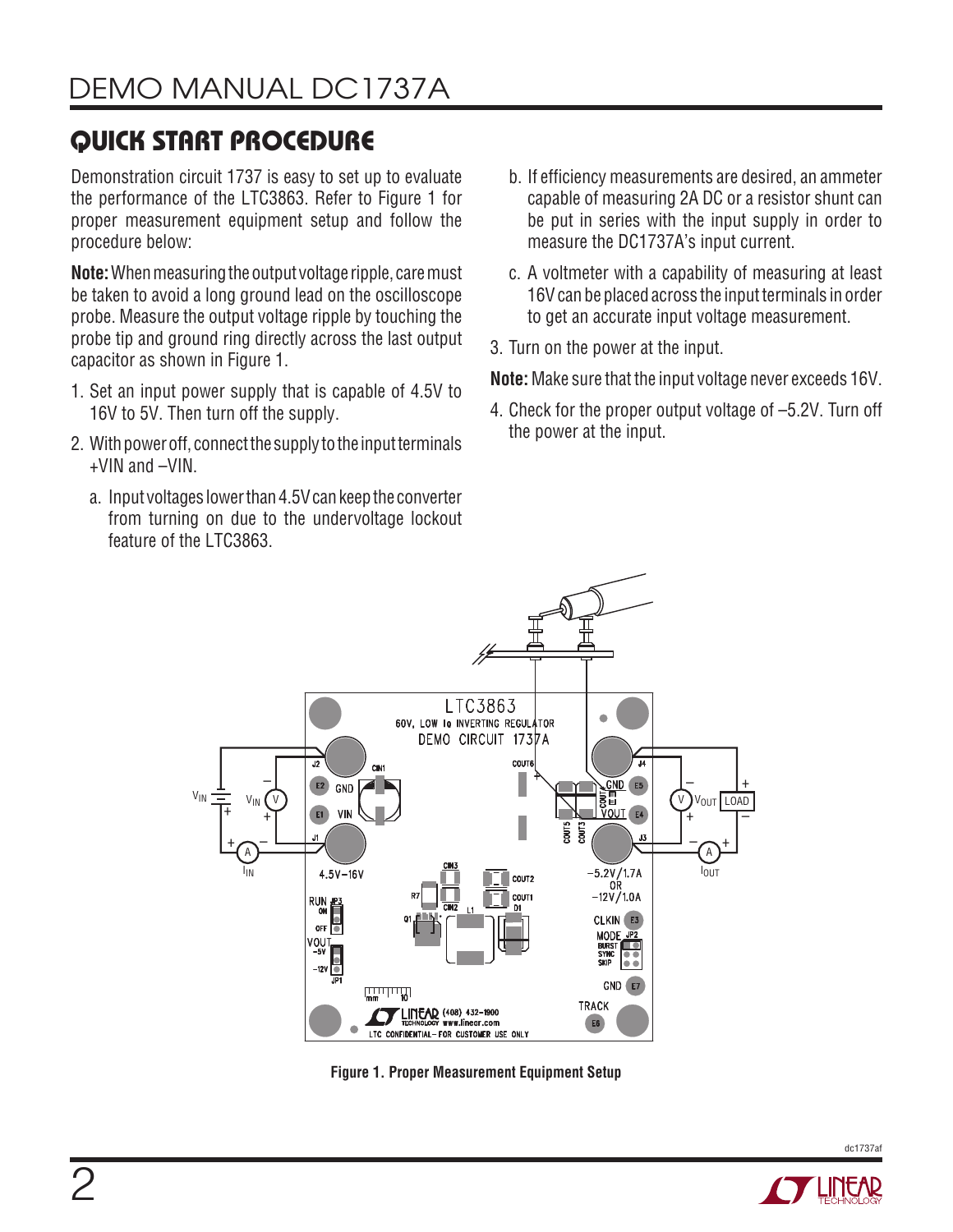## QUICK START PROCEDURE

Demonstration circuit 1737 is easy to set up to evaluate the performance of the LTC3863. Refer to Figure 1 for proper measurement equipment setup and follow the procedure below:

**Note:** When measuring the output voltage ripple, care must be taken to avoid a long ground lead on the oscilloscope probe. Measure the output voltage ripple by touching the probe tip and ground ring directly across the last output capacitor as shown in Figure 1.

1. Set an input power supply that is capable of 4.5V to 16V to 5V. Then turn off the supply.
2. With power off, connect the supply to the input terminals +VIN and –VIN.
   a. Input voltages lower than 4.5V can keep the converter from turning on due to the undervoltage lockout feature of the LTC3863.
   b. If efficiency measurements are desired, an ammeter capable of measuring 2A DC or a resistor shunt can be put in series with the input supply in order to measure the DC1737A's input current.
   c. A voltmeter with a capability of measuring at least 16V can be placed across the input terminals in order to get an accurate input voltage measurement.
3. Turn on the power at the input.

**Note:** Make sure that the input voltage never exceeds 16V.

4. Check for the proper output voltage of –5.2V. Turn off the power at the input.

LTC3863
60V, LOW Iq INVERTING REGULATOR
DEMO CIRCUIT 1737A
4.5V–16V
–5.2V/1.7A OR –12V/1.0A

**Figure 1. Proper Measurement Equipment Setup**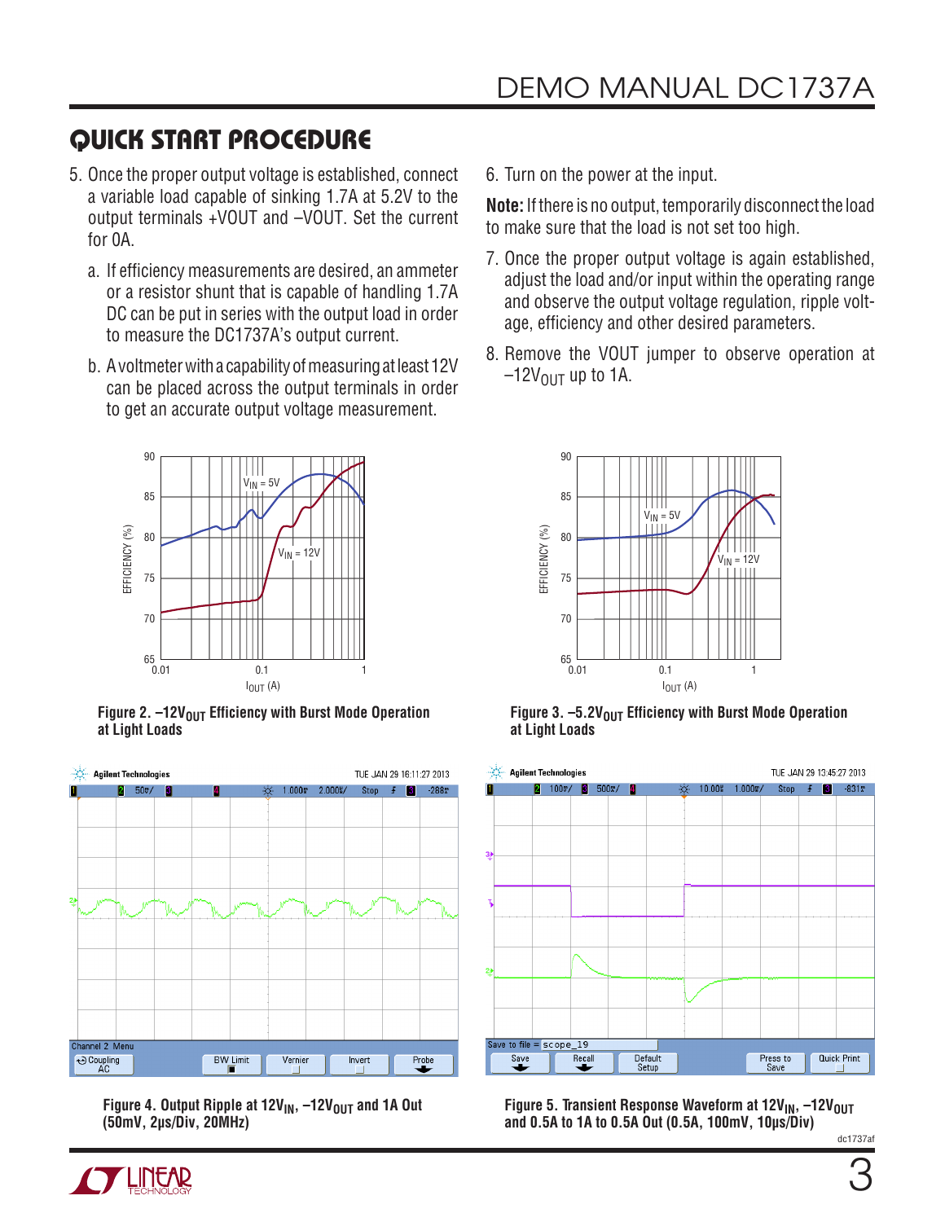## QUICK START PROCEDURE

5. Once the proper output voltage is established, connect a variable load capable of sinking 1.7A at 5.2V to the output terminals +VOUT and –VOUT. Set the current for 0A.

   a. If efficiency measurements are desired, an ammeter or a resistor shunt that is capable of handling 1.7A DC can be put in series with the output load in order to measure the DC1737A's output current.

   b. A voltmeter with a capability of measuring at least 12V can be placed across the output terminals in order to get an accurate output voltage measurement.

6. Turn on the power at the input.

**Note:** If there is no output, temporarily disconnect the load to make sure that the load is not set too high.

7. Once the proper output voltage is again established, adjust the load and/or input within the operating range and observe the output voltage regulation, ripple voltage, efficiency and other desired parameters.

8. Remove the VOUT jumper to observe operation at $–12V_{OUT}$ up to 1A.

90
85
80
75
70
65
EFFICIENCY (%)
0.01
0.1
1
$I_{OUT}$ (A)
$V_{IN}$ = 5V
$V_{IN}$ = 12V

**Figure 2. $–12V_{OUT}$ Efficiency with Burst Mode Operation at Light Loads**

90
85
80
75
70
65
EFFICIENCY (%)
0.01
0.1
1
$I_{OUT}$ (A)
$V_{IN}$ = 5V
$V_{IN}$ = 12V

**Figure 3. $–5.2V_{OUT}$ Efficiency with Burst Mode Operation at Light Loads**

Agilent Technologies TUE JAN 29 16:11:27 2013
2 50mV/ 1.000s 2.000s/ Stop -288m
Channel 2 Menu
Coupling AC
BW Limit
Vernier
Invert
Probe

**Figure 4. Output Ripple at $12V_{IN}$, $–12V_{OUT}$ and 1A Out (50mV, 2µs/Div, 20MHz)**

Agilent Technologies TUE JAN 29 13:45:27 2013
2 100mV/ 3 500m/ 10.00s 1.000s/ Stop -831m
Save to file = scope_19
Save
Recall
Default Setup
Press to Save
Quick Print

**Figure 5. Transient Response Waveform at $12V_{IN}$, $–12V_{OUT}$ and 0.5A to 1A to 0.5A Out (0.5A, 100mV, 10µs/Div)**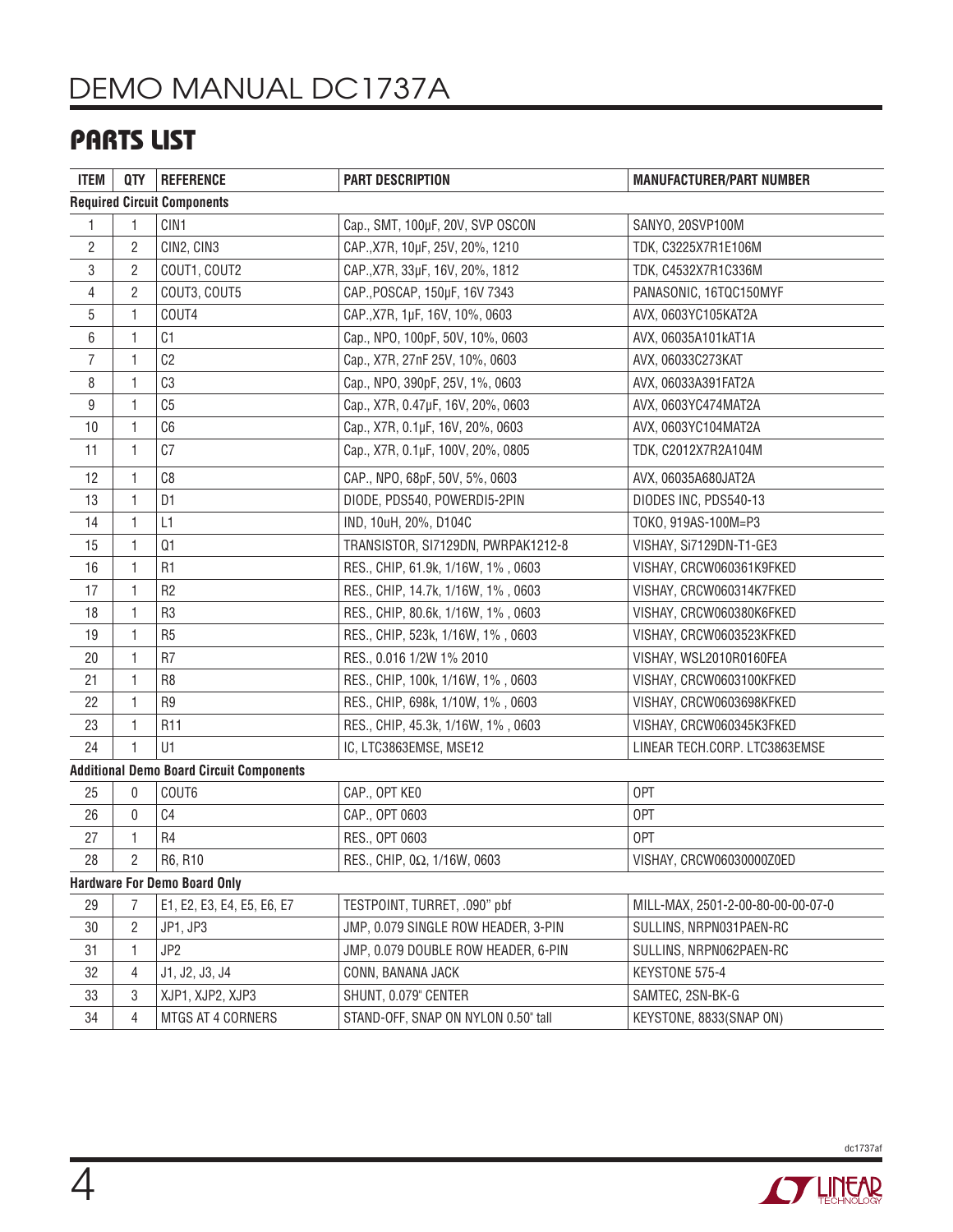## PARTS LIST

| ITEM | QTY | REFERENCE | PART DESCRIPTION | MANUFACTURER/PART NUMBER |
|---|---|---|---|---|
| **Required Circuit Components** | | | | |
| 1 | 1 | CIN1 | Cap., SMT, 100µF, 20V, SVP OSCON | SANYO, 20SVP100M |
| 2 | 2 | CIN2, CIN3 | CAP.,X7R, 10µF, 25V, 20%, 1210 | TDK, C3225X7R1E106M |
| 3 | 2 | COUT1, COUT2 | CAP.,X7R, 33µF, 16V, 20%, 1812 | TDK, C4532X7R1C336M |
| 4 | 2 | COUT3, COUT5 | CAP.,POSCAP, 150µF, 16V 7343 | PANASONIC, 16TQC150MYF |
| 5 | 1 | COUT4 | CAP.,X7R, 1µF, 16V, 10%, 0603 | AVX, 0603YC105KAT2A |
| 6 | 1 | C1 | Cap., NPO, 100pF, 50V, 10%, 0603 | AVX, 06035A101kAT1A |
| 7 | 1 | C2 | Cap., X7R, 27nF 25V, 10%, 0603 | AVX, 06033C273KAT |
| 8 | 1 | C3 | Cap., NPO, 390pF, 25V, 1%, 0603 | AVX, 06033A391FAT2A |
| 9 | 1 | C5 | Cap., X7R, 0.47µF, 16V, 20%, 0603 | AVX, 0603YC474MAT2A |
| 10 | 1 | C6 | Cap., X7R, 0.1µF, 16V, 20%, 0603 | AVX, 0603YC104MAT2A |
| 11 | 1 | C7 | Cap., X7R, 0.1µF, 100V, 20%, 0805 | TDK, C2012X7R2A104M |
| 12 | 1 | C8 | CAP., NPO, 68pF, 50V, 5%, 0603 | AVX, 06035A680JAT2A |
| 13 | 1 | D1 | DIODE, PDS540, POWERDI5-2PIN | DIODES INC, PDS540-13 |
| 14 | 1 | L1 | IND, 10uH, 20%, D104C | TOKO, 919AS-100M=P3 |
| 15 | 1 | Q1 | TRANSISTOR, SI7129DN, PWRPAK1212-8 | VISHAY, Si7129DN-T1-GE3 |
| 16 | 1 | R1 | RES., CHIP, 61.9k, 1/16W, 1% , 0603 | VISHAY, CRCW060361K9FKED |
| 17 | 1 | R2 | RES., CHIP, 14.7k, 1/16W, 1% , 0603 | VISHAY, CRCW060314K7FKED |
| 18 | 1 | R3 | RES., CHIP, 80.6k, 1/16W, 1% , 0603 | VISHAY, CRCW060380K6FKED |
| 19 | 1 | R5 | RES., CHIP, 523k, 1/16W, 1% , 0603 | VISHAY, CRCW0603523KFKED |
| 20 | 1 | R7 | RES., 0.016 1/2W 1% 2010 | VISHAY, WSL2010R0160FEA |
| 21 | 1 | R8 | RES., CHIP, 100k, 1/16W, 1% , 0603 | VISHAY, CRCW0603100KFKED |
| 22 | 1 | R9 | RES., CHIP, 698k, 1/10W, 1% , 0603 | VISHAY, CRCW0603698KFKED |
| 23 | 1 | R11 | RES., CHIP, 45.3k, 1/16W, 1% , 0603 | VISHAY, CRCW060345K3FKED |
| 24 | 1 | U1 | IC, LTC3863EMSE, MSE12 | LINEAR TECH.CORP. LTC3863EMSE |
| **Additional Demo Board Circuit Components** | | | | |
| 25 | 0 | COUT6 | CAP., OPT KE0 | OPT |
| 26 | 0 | C4 | CAP., OPT 0603 | OPT |
| 27 | 1 | R4 | RES., OPT 0603 | OPT |
| 28 | 2 | R6, R10 | RES., CHIP, 0Ω, 1/16W, 0603 | VISHAY, CRCW06030000Z0ED |
| **Hardware For Demo Board Only** | | | | |
| 29 | 7 | E1, E2, E3, E4, E5, E6, E7 | TESTPOINT, TURRET, .090" pbf | MILL-MAX, 2501-2-00-80-00-00-07-0 |
| 30 | 2 | JP1, JP3 | JMP, 0.079 SINGLE ROW HEADER, 3-PIN | SULLINS, NRPN031PAEN-RC |
| 31 | 1 | JP2 | JMP, 0.079 DOUBLE ROW HEADER, 6-PIN | SULLINS, NRPN062PAEN-RC |
| 32 | 4 | J1, J2, J3, J4 | CONN, BANANA JACK | KEYSTONE 575-4 |
| 33 | 3 | XJP1, XJP2, XJP3 | SHUNT, 0.079" CENTER | SAMTEC, 2SN-BK-G |
| 34 | 4 | MTGS AT 4 CORNERS | STAND-OFF, SNAP ON NYLON 0.50" tall | KEYSTONE, 8833(SNAP ON) |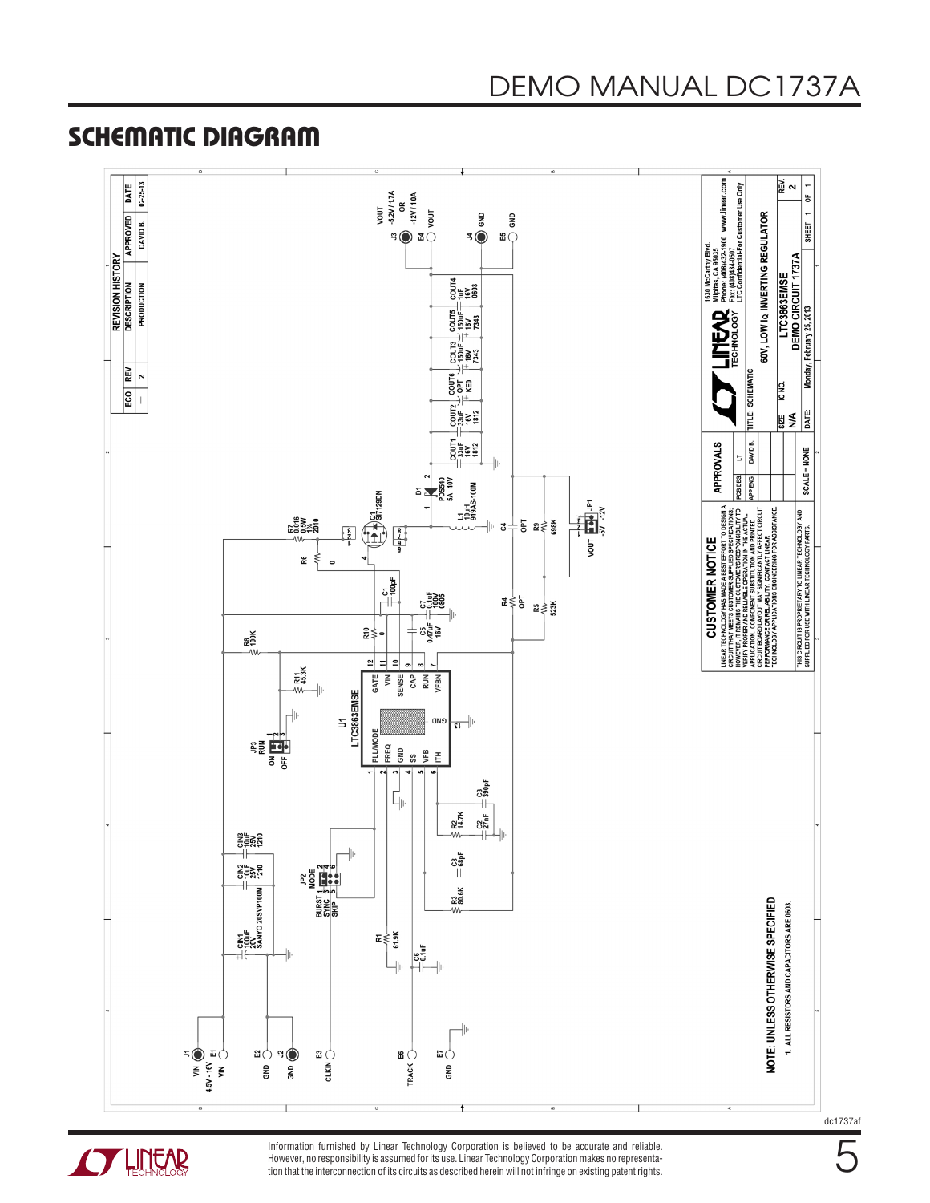## SCHEMATIC DIAGRAM

REVISION HISTORY

| ECO | REV | DESCRIPTION | APPROVED | DATE |
|---|---|---|---|---|
| — | 2 | PRODUCTION | DAVID B. | 02-25-13 |

VIN 4.5V - 16V
J1
E1 VIN
E2 GND
J2 GND
E3 CLKIN
E6 TRACK
E7 GND

CIN1 100uF 20V SANYO 20SVP100M
CIN2 10uF 25V 1210
CIN3 10uF 25V 1210

JP2 MODE
BURST 1
SYNC 3
SKIP 5

JP3 RUN
ON
OFF

R8 100K
R11 45.3K

U1 LTC3863EMSE

1 PLL/MODE
2 FREQ
3 GND
4 SS
5 VFB
6 ITH
7 VFBN
8 RUN
9 CAP
10 SENSE
11 VIN
12 GATE
13 GND

R1 61.9K
C6 0.1uF
R2 14.7K
C2 27nF
C3 390pF
C8 68pF
R3 80.6K
R10 0
C5 0.47uF 16V
C1 100pF
C7 1uF 100V 0805
R6 0
R7 0.016 0.5W 1% 2010
Q1 Si7129DN
L1 10uH 919AS-100M
D1 PDS540 5A 40V
C4 OPT
R4 OPT
R5 523K
R9 698K
JP1 VOUT -5V -12V

COUT1 33uF 16V 1812
COUT2 33uF 16V 1812
COUT6 OPT KE0
COUT3 150uF 16V 7343
COUT5 150uF 16V 7343
COUT4 1uF 16V 0603

VOUT -5.2V / 1.7A OR -12V / 1.0A
J3
E4 VOUT
J4 GND
E5 GND

NOTE: UNLESS OTHERWISE SPECIFIED
1. ALL RESISTORS AND CAPACITORS ARE 0603.

CUSTOMER NOTICE
LINEAR TECHNOLOGY HAS MADE A BEST EFFORT TO DESIGN A CIRCUIT THAT MEETS CUSTOMER-SUPPLIED SPECIFICATIONS; HOWEVER, IT REMAINS THE CUSTOMER'S RESPONSIBILITY TO VERIFY PROPER AND RELIABLE OPERATION IN THE ACTUAL APPLICATION. COMPONENT SUBSTITUTION AND PRINTED CIRCUIT BOARD LAYOUT MAY SIGNIFICANTLY AFFECT CIRCUIT PERFORMANCE OR RELIABILITY. CONTACT LINEAR TECHNOLOGY APPLICATIONS ENGINEERING FOR ASSISTANCE.

THIS CIRCUIT IS PROPRIETARY TO LINEAR TECHNOLOGY AND SUPPLIED FOR USE WITH LINEAR TECHNOLOGY PARTS.

| APPROVALS | |
|---|---|
| PCB DES. | LT |
| APP ENG. | DAVID B. |

LINEAR TECHNOLOGY
1630 McCarthy Blvd. Milpitas, CA 95035
Phone: (408)432-1900 www.linear.com
Fax: (408)434-0507
LTC Confidential-For Customer Use Only

TITLE: SCHEMATIC
60V, LOW IQ INVERTING REGULATOR
SIZE N/A
IC NO. LTC3863EMSE
DEMO CIRCUIT 1737A
REV. 2
SCALE = NONE
DATE: Monday, February 25, 2013
SHEET 1 OF 1

Information furnished by Linear Technology Corporation is believed to be accurate and reliable. However, no responsibility is assumed for its use. Linear Technology Corporation makes no representation that the interconnection of its circuits as described herein will not infringe on existing patent rights.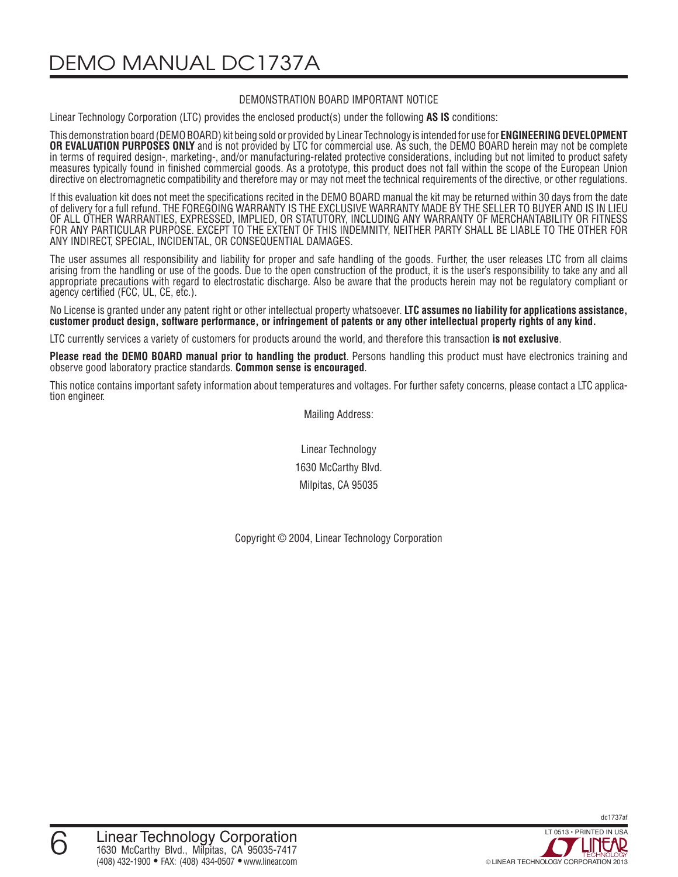DEMONSTRATION BOARD IMPORTANT NOTICE

Linear Technology Corporation (LTC) provides the enclosed product(s) under the following **AS IS** conditions:

This demonstration board (DEMO BOARD) kit being sold or provided by Linear Technology is intended for use for **ENGINEERING DEVELOPMENT OR EVALUATION PURPOSES ONLY** and is not provided by LTC for commercial use. As such, the DEMO BOARD herein may not be complete in terms of required design-, marketing-, and/or manufacturing-related protective considerations, including but not limited to product safety measures typically found in finished commercial goods. As a prototype, this product does not fall within the scope of the European Union directive on electromagnetic compatibility and therefore may or may not meet the technical requirements of the directive, or other regulations.

If this evaluation kit does not meet the specifications recited in the DEMO BOARD manual the kit may be returned within 30 days from the date of delivery for a full refund. THE FOREGOING WARRANTY IS THE EXCLUSIVE WARRANTY MADE BY THE SELLER TO BUYER AND IS IN LIEU OF ALL OTHER WARRANTIES, EXPRESSED, IMPLIED, OR STATUTORY, INCLUDING ANY WARRANTY OF MERCHANTABILITY OR FITNESS FOR ANY PARTICULAR PURPOSE. EXCEPT TO THE EXTENT OF THIS INDEMNITY, NEITHER PARTY SHALL BE LIABLE TO THE OTHER FOR ANY INDIRECT, SPECIAL, INCIDENTAL, OR CONSEQUENTIAL DAMAGES.

The user assumes all responsibility and liability for proper and safe handling of the goods. Further, the user releases LTC from all claims arising from the handling or use of the goods. Due to the open construction of the product, it is the user's responsibility to take any and all appropriate precautions with regard to electrostatic discharge. Also be aware that the products herein may not be regulatory compliant or agency certified (FCC, UL, CE, etc.).

No License is granted under any patent right or other intellectual property whatsoever. **LTC assumes no liability for applications assistance, customer product design, software performance, or infringement of patents or any other intellectual property rights of any kind.**

LTC currently services a variety of customers for products around the world, and therefore this transaction **is not exclusive**.

**Please read the DEMO BOARD manual prior to handling the product**. Persons handling this product must have electronics training and observe good laboratory practice standards. **Common sense is encouraged**.

This notice contains important safety information about temperatures and voltages. For further safety concerns, please contact a LTC application engineer.

Mailing Address:

Linear Technology
1630 McCarthy Blvd.
Milpitas, CA 95035

Copyright © 2004, Linear Technology Corporation

Linear Technology Corporation
1630 McCarthy Blvd., Milpitas, CA 95035-7417
(408) 432-1900 • FAX: (408) 434-0507 • www.linear.com

LT 0513 • PRINTED IN USA
© LINEAR TECHNOLOGY CORPORATION 2013